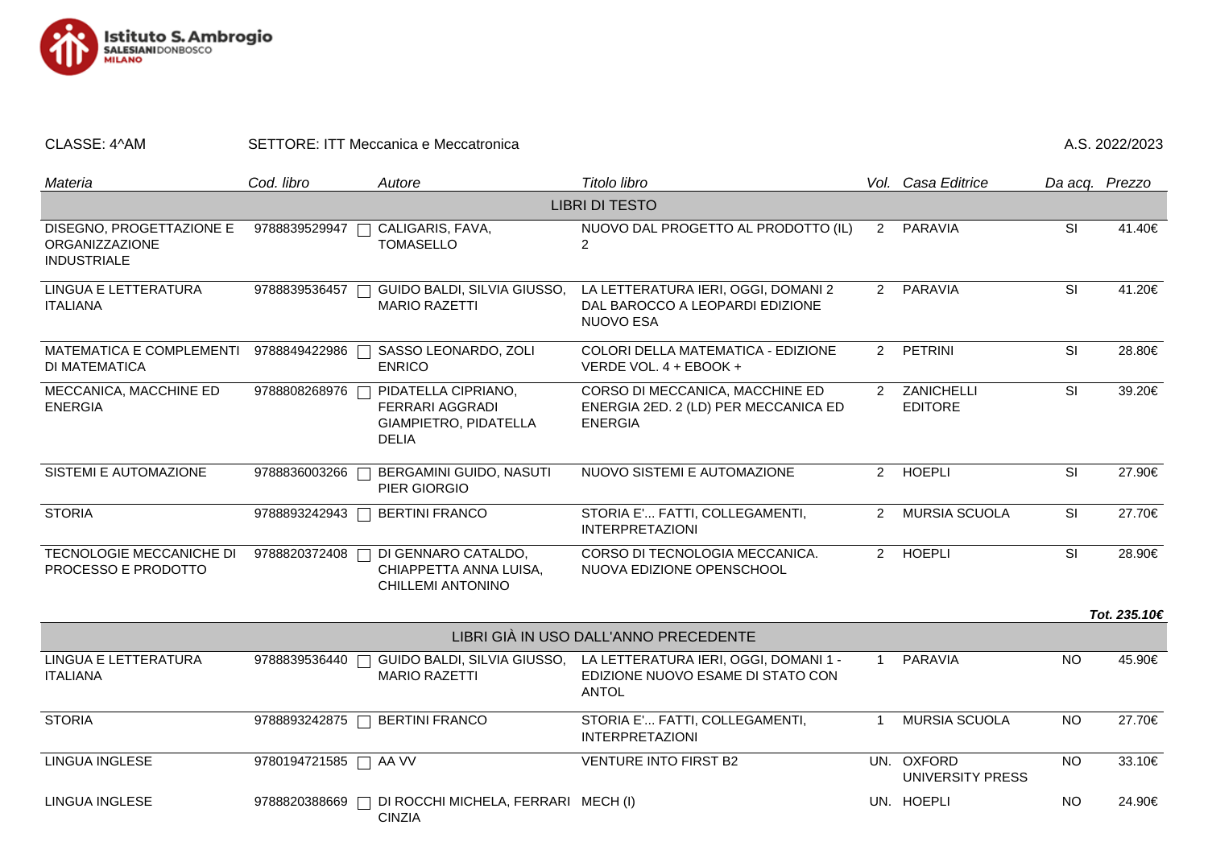Istituto S. Ambrogio
SALESIANI DONBOSCO
MILANO

CLASSE: 4^AM SETTORE: ITT Meccanica e Meccatronica A.S. 2022/2023

| *Materia* | *Cod. libro* | *Autore* | *Titolo libro* | *Vol.* | *Casa Editrice* | *Da acq.* | *Prezzo* |
|---|---|---|---|---|---|---|---|
| | | | LIBRI DI TESTO | | | | |
| DISEGNO, PROGETTAZIONE E ORGANIZZAZIONE INDUSTRIALE | 9788839529947 | CALIGARIS, FAVA, TOMASELLO | NUOVO DAL PROGETTO AL PRODOTTO (IL) 2 | 2 | PARAVIA | SI | 41.40€ |
| LINGUA E LETTERATURA ITALIANA | 9788839536457 | GUIDO BALDI, SILVIA GIUSSO, MARIO RAZETTI | LA LETTERATURA IERI, OGGI, DOMANI 2 DAL BAROCCO A LEOPARDI EDIZIONE NUOVO ESA | 2 | PARAVIA | SI | 41.20€ |
| MATEMATICA E COMPLEMENTI DI MATEMATICA | 9788849422986 | SASSO LEONARDO, ZOLI ENRICO | COLORI DELLA MATEMATICA - EDIZIONE VERDE VOL. 4 + EBOOK + | 2 | PETRINI | SI | 28.80€ |
| MECCANICA, MACCHINE ED ENERGIA | 9788808268976 | PIDATELLA CIPRIANO, FERRARI AGGRADI GIAMPIETRO, PIDATELLA DELIA | CORSO DI MECCANICA, MACCHINE ED ENERGIA 2ED. 2 (LD) PER MECCANICA ED ENERGIA | 2 | ZANICHELLI EDITORE | SI | 39.20€ |
| SISTEMI E AUTOMAZIONE | 9788836003266 | BERGAMINI GUIDO, NASUTI PIER GIORGIO | NUOVO SISTEMI E AUTOMAZIONE | 2 | HOEPLI | SI | 27.90€ |
| STORIA | 9788893242943 | BERTINI FRANCO | STORIA E'... FATTI, COLLEGAMENTI, INTERPRETAZIONI | 2 | MURSIA SCUOLA | SI | 27.70€ |
| TECNOLOGIE MECCANICHE DI PROCESSO E PRODOTTO | 9788820372408 | DI GENNARO CATALDO, CHIAPPETTA ANNA LUISA, CHILLEMI ANTONINO | CORSO DI TECNOLOGIA MECCANICA. NUOVA EDIZIONE OPENSCHOOL | 2 | HOEPLI | SI | 28.90€ |
| | | | | | | | ***Tot. 235.10€*** |
| | | | LIBRI GIÀ IN USO DALL'ANNO PRECEDENTE | | | | |
| LINGUA E LETTERATURA ITALIANA | 9788839536440 | GUIDO BALDI, SILVIA GIUSSO, MARIO RAZETTI | LA LETTERATURA IERI, OGGI, DOMANI 1 - EDIZIONE NUOVO ESAME DI STATO CON ANTOL | 1 | PARAVIA | NO | 45.90€ |
| STORIA | 9788893242875 | BERTINI FRANCO | STORIA E'... FATTI, COLLEGAMENTI, INTERPRETAZIONI | 1 | MURSIA SCUOLA | NO | 27.70€ |
| LINGUA INGLESE | 9780194721585 | AA VV | VENTURE INTO FIRST B2 | UN. | OXFORD UNIVERSITY PRESS | NO | 33.10€ |
| LINGUA INGLESE | 9788820388669 | DI ROCCHI MICHELA, FERRARI CINZIA | MECH (I) | UN. | HOEPLI | NO | 24.90€ |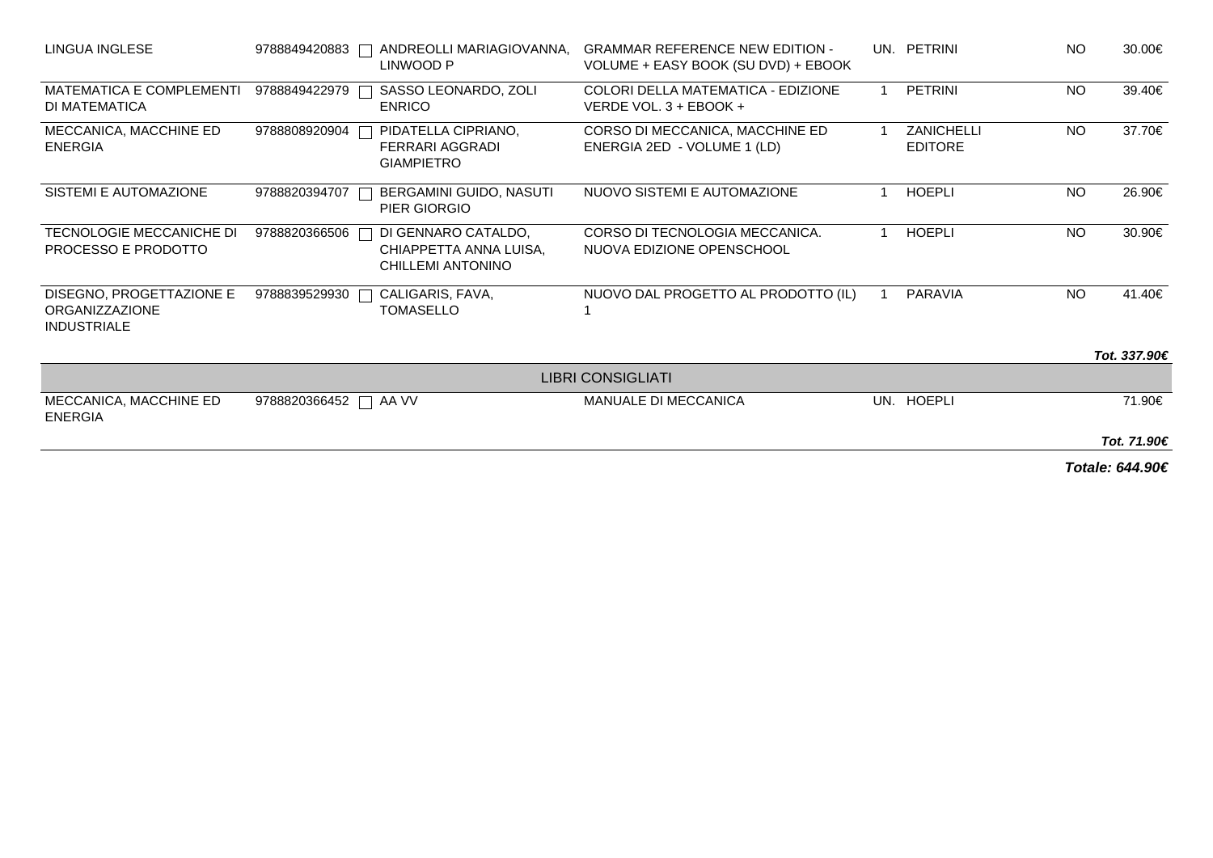| | | | | | | | |
|---|---|---|---|---|---|---|---|
| LINGUA INGLESE | 9788849420883 | ANDREOLLI MARIAGIOVANNA, LINWOOD P | GRAMMAR REFERENCE NEW EDITION - VOLUME + EASY BOOK (SU DVD) + EBOOK | UN. | PETRINI | NO | 30.00€ |
| MATEMATICA E COMPLEMENTI DI MATEMATICA | 9788849422979 | SASSO LEONARDO, ZOLI ENRICO | COLORI DELLA MATEMATICA - EDIZIONE VERDE VOL. 3 + EBOOK + | 1 | PETRINI | NO | 39.40€ |
| MECCANICA, MACCHINE ED ENERGIA | 9788808920904 | PIDATELLA CIPRIANO, FERRARI AGGRADI GIAMPIETRO | CORSO DI MECCANICA, MACCHINE ED ENERGIA 2ED - VOLUME 1 (LD) | 1 | ZANICHELLI EDITORE | NO | 37.70€ |
| SISTEMI E AUTOMAZIONE | 9788820394707 | BERGAMINI GUIDO, NASUTI PIER GIORGIO | NUOVO SISTEMI E AUTOMAZIONE | 1 | HOEPLI | NO | 26.90€ |
| TECNOLOGIE MECCANICHE DI PROCESSO E PRODOTTO | 9788820366506 | DI GENNARO CATALDO, CHIAPPETTA ANNA LUISA, CHILLEMI ANTONINO | CORSO DI TECNOLOGIA MECCANICA. NUOVA EDIZIONE OPENSCHOOL | 1 | HOEPLI | NO | 30.90€ |
| DISEGNO, PROGETTAZIONE E ORGANIZZAZIONE INDUSTRIALE | 9788839529930 | CALIGARIS, FAVA, TOMASELLO | NUOVO DAL PROGETTO AL PRODOTTO (IL) 1 | 1 | PARAVIA | NO | 41.40€ |
| | | | | | | | ***Tot. 337.90€*** |

**LIBRI CONSIGLIATI**

| | | | | | | | |
|---|---|---|---|---|---|---|---|
| MECCANICA, MACCHINE ED ENERGIA | 9788820366452 | AA VV | MANUALE DI MECCANICA | UN. | HOEPLI | | 71.90€ |
| | | | | | | | ***Tot. 71.90€*** |

***Totale: 644.90€***